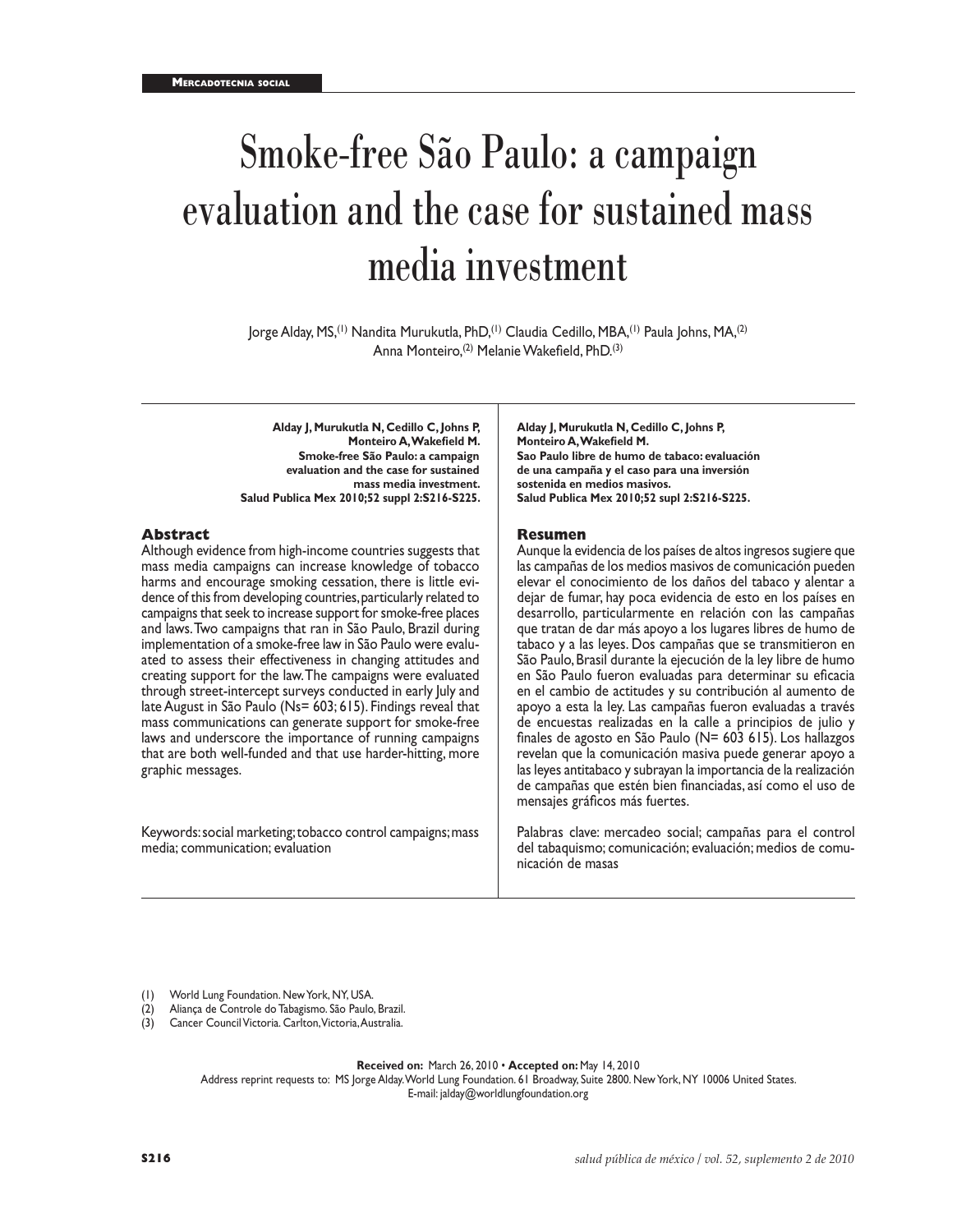# Smoke-free São Paulo: a campaign evaluation and the case for sustained mass media investment

Jorge Alday, MS,[1] Nandita Murukutla, PhD,[1] Claudia Cedillo, MBA,[1] Paula Johns, MA,[2] Anna Monteiro,[2] Melanie Wakefield, PhD.[3]

**Alday J, Murukutla N, Cedillo C, Johns P, Monteiro A, Wakefield M.**
**Smoke-free São Paulo: a campaign evaluation and the case for sustained mass media investment.**
**Salud Publica Mex 2010;52 suppl 2:S216-S225.**

## Abstract

Although evidence from high-income countries suggests that mass media campaigns can increase knowledge of tobacco harms and encourage smoking cessation, there is little evidence of this from developing countries, particularly related to campaigns that seek to increase support for smoke-free places and laws. Two campaigns that ran in São Paulo, Brazil during implementation of a smoke-free law in São Paulo were evaluated to assess their effectiveness in changing attitudes and creating support for the law. The campaigns were evaluated through street-intercept surveys conducted in early July and late August in São Paulo (Ns= 603; 615). Findings reveal that mass communications can generate support for smoke-free laws and underscore the importance of running campaigns that are both well-funded and that use harder-hitting, more graphic messages.

Keywords: social marketing; tobacco control campaigns; mass media; communication; evaluation

**Alday J, Murukutla N, Cedillo C, Johns P, Monteiro A, Wakefield M.**
**Sao Paulo libre de humo de tabaco: evaluación de una campaña y el caso para una inversión sostenida en medios masivos.**
**Salud Publica Mex 2010;52 supl 2:S216-S225.**

## Resumen

Aunque la evidencia de los países de altos ingresos sugiere que las campañas de los medios masivos de comunicación pueden elevar el conocimiento de los daños del tabaco y alentar a dejar de fumar, hay poca evidencia de esto en los países en desarrollo, particularmente en relación con las campañas que tratan de dar más apoyo a los lugares libres de humo de tabaco y a las leyes. Dos campañas que se transmitieron en São Paulo, Brasil durante la ejecución de la ley libre de humo en São Paulo fueron evaluadas para determinar su eficacia en el cambio de actitudes y su contribución al aumento de apoyo a esta la ley. Las campañas fueron evaluadas a través de encuestas realizadas en la calle a principios de julio y finales de agosto en São Paulo (N= 603 615). Los hallazgos revelan que la comunicación masiva puede generar apoyo a las leyes antitabaco y subrayan la importancia de la realización de campañas que estén bien financiadas, así como el uso de mensajes gráficos más fuertes.

Palabras clave: mercadeo social; campañas para el control del tabaquismo; comunicación; evaluación; medios de comunicación de masas

(1) World Lung Foundation. New York, NY, USA.
(2) Aliança de Controle do Tabagismo. São Paulo, Brazil.
(3) Cancer Council Victoria. Carlton, Victoria, Australia.

**Received on:** March 26, 2010 • **Accepted on:** May 14, 2010
Address reprint requests to: MS Jorge Alday. World Lung Foundation. 61 Broadway, Suite 2800. New York, NY 10006 United States.
E-mail: jalday@worldlungfoundation.org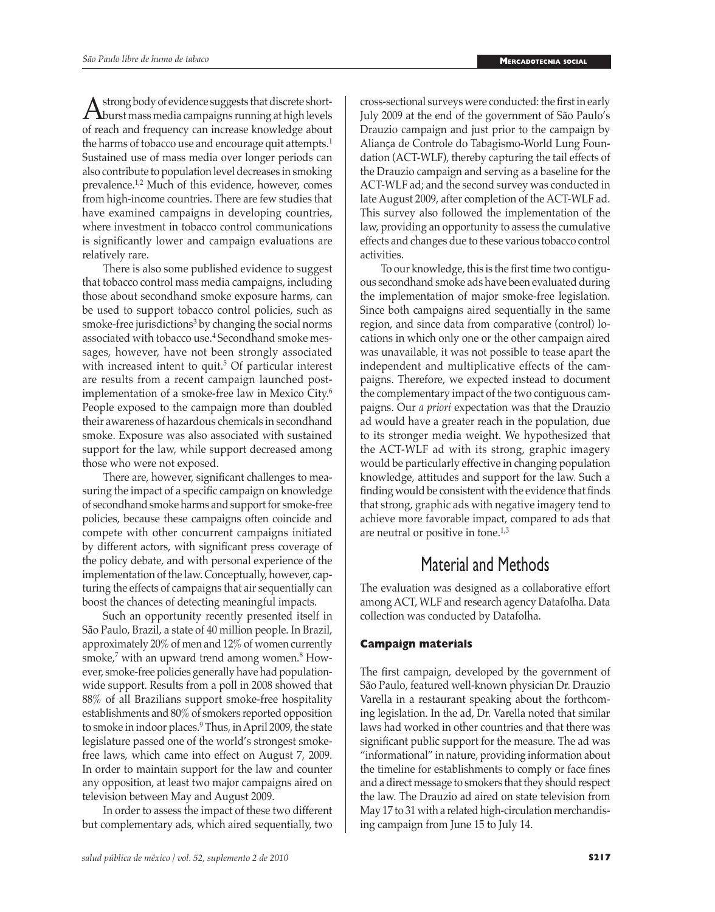A strong body of evidence suggests that discrete short-burst mass media campaigns running at high levels of reach and frequency can increase knowledge about the harms of tobacco use and encourage quit attempts.[1] Sustained use of mass media over longer periods can also contribute to population level decreases in smoking prevalence.[1,2] Much of this evidence, however, comes from high-income countries. There are few studies that have examined campaigns in developing countries, where investment in tobacco control communications is significantly lower and campaign evaluations are relatively rare.

There is also some published evidence to suggest that tobacco control mass media campaigns, including those about secondhand smoke exposure harms, can be used to support tobacco control policies, such as smoke-free jurisdictions[3] by changing the social norms associated with tobacco use.[4] Secondhand smoke messages, however, have not been strongly associated with increased intent to quit.[5] Of particular interest are results from a recent campaign launched post-implementation of a smoke-free law in Mexico City.[6] People exposed to the campaign more than doubled their awareness of hazardous chemicals in secondhand smoke. Exposure was also associated with sustained support for the law, while support decreased among those who were not exposed.

There are, however, significant challenges to measuring the impact of a specific campaign on knowledge of secondhand smoke harms and support for smoke-free policies, because these campaigns often coincide and compete with other concurrent campaigns initiated by different actors, with significant press coverage of the policy debate, and with personal experience of the implementation of the law. Conceptually, however, capturing the effects of campaigns that air sequentially can boost the chances of detecting meaningful impacts.

Such an opportunity recently presented itself in São Paulo, Brazil, a state of 40 million people. In Brazil, approximately 20% of men and 12% of women currently smoke,[7] with an upward trend among women.[8] However, smoke-free policies generally have had population-wide support. Results from a poll in 2008 showed that 88% of all Brazilians support smoke-free hospitality establishments and 80% of smokers reported opposition to smoke in indoor places.[9] Thus, in April 2009, the state legislature passed one of the world's strongest smoke-free laws, which came into effect on August 7, 2009. In order to maintain support for the law and counter any opposition, at least two major campaigns aired on television between May and August 2009.

In order to assess the impact of these two different but complementary ads, which aired sequentially, two cross-sectional surveys were conducted: the first in early July 2009 at the end of the government of São Paulo's Drauzio campaign and just prior to the campaign by Aliança de Controle do Tabagismo-World Lung Foundation (ACT-WLF), thereby capturing the tail effects of the Drauzio campaign and serving as a baseline for the ACT-WLF ad; and the second survey was conducted in late August 2009, after completion of the ACT-WLF ad. This survey also followed the implementation of the law, providing an opportunity to assess the cumulative effects and changes due to these various tobacco control activities.

To our knowledge, this is the first time two contiguous secondhand smoke ads have been evaluated during the implementation of major smoke-free legislation. Since both campaigns aired sequentially in the same region, and since data from comparative (control) locations in which only one or the other campaign aired was unavailable, it was not possible to tease apart the independent and multiplicative effects of the campaigns. Therefore, we expected instead to document the complementary impact of the two contiguous campaigns. Our *a priori* expectation was that the Drauzio ad would have a greater reach in the population, due to its stronger media weight. We hypothesized that the ACT-WLF ad with its strong, graphic imagery would be particularly effective in changing population knowledge, attitudes and support for the law. Such a finding would be consistent with the evidence that finds that strong, graphic ads with negative imagery tend to achieve more favorable impact, compared to ads that are neutral or positive in tone.[1,3]

# Material and Methods

The evaluation was designed as a collaborative effort among ACT, WLF and research agency Datafolha. Data collection was conducted by Datafolha.

### Campaign materials

The first campaign, developed by the government of São Paulo, featured well-known physician Dr. Drauzio Varella in a restaurant speaking about the forthcoming legislation. In the ad, Dr. Varella noted that similar laws had worked in other countries and that there was significant public support for the measure. The ad was "informational" in nature, providing information about the timeline for establishments to comply or face fines and a direct message to smokers that they should respect the law. The Drauzio ad aired on state television from May 17 to 31 with a related high-circulation merchandising campaign from June 15 to July 14.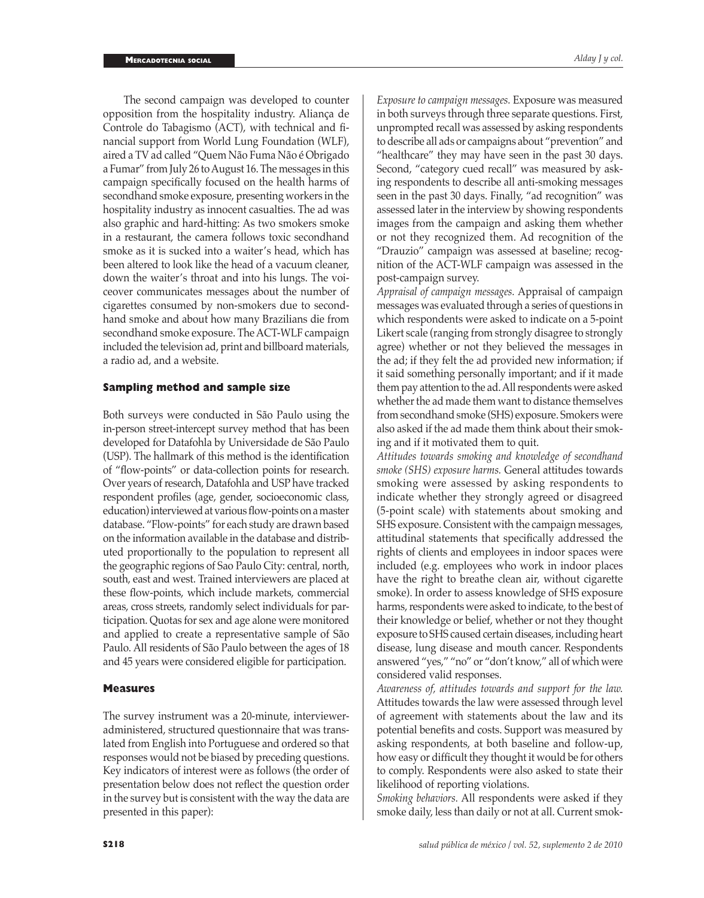The second campaign was developed to counter opposition from the hospitality industry. Aliança de Controle do Tabagismo (ACT), with technical and financial support from World Lung Foundation (WLF), aired a TV ad called "Quem Não Fuma Não é Obrigado a Fumar" from July 26 to August 16. The messages in this campaign specifically focused on the health harms of secondhand smoke exposure, presenting workers in the hospitality industry as innocent casualties. The ad was also graphic and hard-hitting: As two smokers smoke in a restaurant, the camera follows toxic secondhand smoke as it is sucked into a waiter's head, which has been altered to look like the head of a vacuum cleaner, down the waiter's throat and into his lungs. The voiceover communicates messages about the number of cigarettes consumed by non-smokers due to secondhand smoke and about how many Brazilians die from secondhand smoke exposure. The ACT-WLF campaign included the television ad, print and billboard materials, a radio ad, and a website.

## Sampling method and sample size

Both surveys were conducted in São Paulo using the in-person street-intercept survey method that has been developed for Datafohla by Universidade de São Paulo (USP). The hallmark of this method is the identification of "flow-points" or data-collection points for research. Over years of research, Datafohla and USP have tracked respondent profiles (age, gender, socioeconomic class, education) interviewed at various flow-points on a master database. "Flow-points" for each study are drawn based on the information available in the database and distributed proportionally to the population to represent all the geographic regions of Sao Paulo City: central, north, south, east and west. Trained interviewers are placed at these flow-points, which include markets, commercial areas, cross streets, randomly select individuals for participation. Quotas for sex and age alone were monitored and applied to create a representative sample of São Paulo. All residents of São Paulo between the ages of 18 and 45 years were considered eligible for participation.

## Measures

The survey instrument was a 20-minute, interviewer-administered, structured questionnaire that was translated from English into Portuguese and ordered so that responses would not be biased by preceding questions. Key indicators of interest were as follows (the order of presentation below does not reflect the question order in the survey but is consistent with the way the data are presented in this paper):

*Exposure to campaign messages.* Exposure was measured in both surveys through three separate questions. First, unprompted recall was assessed by asking respondents to describe all ads or campaigns about "prevention" and "healthcare" they may have seen in the past 30 days. Second, "category cued recall" was measured by asking respondents to describe all anti-smoking messages seen in the past 30 days. Finally, "ad recognition" was assessed later in the interview by showing respondents images from the campaign and asking them whether or not they recognized them. Ad recognition of the "Drauzio" campaign was assessed at baseline; recognition of the ACT-WLF campaign was assessed in the post-campaign survey.

*Appraisal of campaign messages.* Appraisal of campaign messages was evaluated through a series of questions in which respondents were asked to indicate on a 5-point Likert scale (ranging from strongly disagree to strongly agree) whether or not they believed the messages in the ad; if they felt the ad provided new information; if it said something personally important; and if it made them pay attention to the ad. All respondents were asked whether the ad made them want to distance themselves from secondhand smoke (SHS) exposure. Smokers were also asked if the ad made them think about their smoking and if it motivated them to quit.

*Attitudes towards smoking and knowledge of secondhand smoke (SHS) exposure harms.* General attitudes towards smoking were assessed by asking respondents to indicate whether they strongly agreed or disagreed (5-point scale) with statements about smoking and SHS exposure. Consistent with the campaign messages, attitudinal statements that specifically addressed the rights of clients and employees in indoor spaces were included (e.g. employees who work in indoor places have the right to breathe clean air, without cigarette smoke). In order to assess knowledge of SHS exposure harms, respondents were asked to indicate, to the best of their knowledge or belief, whether or not they thought exposure to SHS caused certain diseases, including heart disease, lung disease and mouth cancer. Respondents answered "yes," "no" or "don't know," all of which were considered valid responses.

*Awareness of, attitudes towards and support for the law.* Attitudes towards the law were assessed through level of agreement with statements about the law and its potential benefits and costs. Support was measured by asking respondents, at both baseline and follow-up, how easy or difficult they thought it would be for others to comply. Respondents were also asked to state their likelihood of reporting violations.

*Smoking behaviors.* All respondents were asked if they smoke daily, less than daily or not at all. Current smok-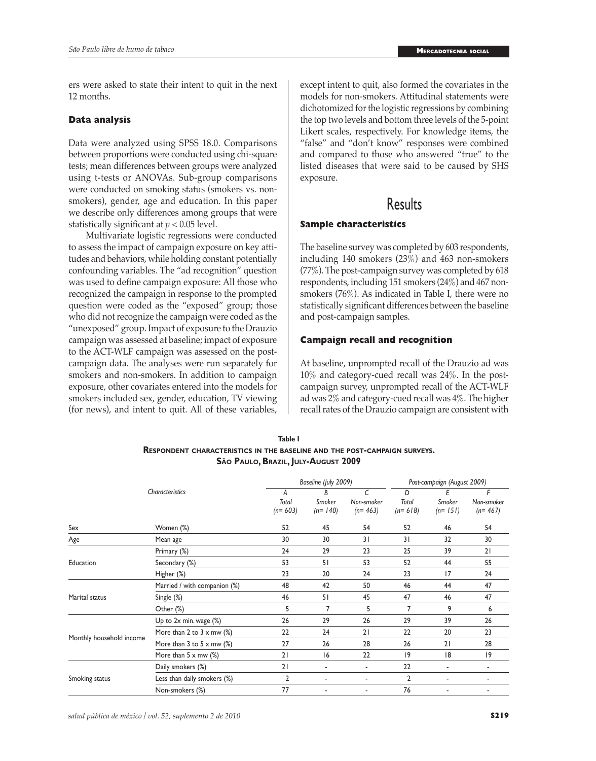ers were asked to state their intent to quit in the next 12 months.

### Data analysis

Data were analyzed using SPSS 18.0. Comparisons between proportions were conducted using chi-square tests; mean differences between groups were analyzed using t-tests or ANOVAs. Sub-group comparisons were conducted on smoking status (smokers vs. non-smokers), gender, age and education. In this paper we describe only differences among groups that were statistically significant at $p < 0.05$ level.

Multivariate logistic regressions were conducted to assess the impact of campaign exposure on key attitudes and behaviors, while holding constant potentially confounding variables. The "ad recognition" question was used to define campaign exposure: All those who recognized the campaign in response to the prompted question were coded as the "exposed" group; those who did not recognize the campaign were coded as the "unexposed" group. Impact of exposure to the Drauzio campaign was assessed at baseline; impact of exposure to the ACT-WLF campaign was assessed on the post-campaign data. The analyses were run separately for smokers and non-smokers. In addition to campaign exposure, other covariates entered into the models for smokers included sex, gender, education, TV viewing (for news), and intent to quit. All of these variables, except intent to quit, also formed the covariates in the models for non-smokers. Attitudinal statements were dichotomized for the logistic regressions by combining the top two levels and bottom three levels of the 5-point Likert scales, respectively. For knowledge items, the "false" and "don't know" responses were combined and compared to those who answered "true" to the listed diseases that were said to be caused by SHS exposure.

## Results

### Sample characteristics

The baseline survey was completed by 603 respondents, including 140 smokers (23%) and 463 non-smokers (77%). The post-campaign survey was completed by 618 respondents, including 151 smokers (24%) and 467 non-smokers (76%). As indicated in Table I, there were no statistically significant differences between the baseline and post-campaign samples.

### Campaign recall and recognition

At baseline, unprompted recall of the Drauzio ad was 10% and category-cued recall was 24%. In the post-campaign survey, unprompted recall of the ACT-WLF ad was 2% and category-cued recall was 4%. The higher recall rates of the Drauzio campaign are consistent with

**Table I**
**Respondent characteristics in the baseline and the post-campaign surveys. São Paulo, Brazil, July-August 2009**

| Characteristics | | Baseline (July 2009) | | | Post-campaign (August 2009) | | |
|---|---|---|---|---|---|---|---|
| | | A Total (n= 603) | B Smoker (n= 140) | C Non-smoker (n= 463) | D Total (n= 618) | E Smoker (n= 151) | F Non-smoker (n= 467) |
| Sex | Women (%) | 52 | 45 | 54 | 52 | 46 | 54 |
| Age | Mean age | 30 | 30 | 31 | 31 | 32 | 30 |
| Education | Primary (%) | 24 | 29 | 23 | 25 | 39 | 21 |
| | Secondary (%) | 53 | 51 | 53 | 52 | 44 | 55 |
| | Higher (%) | 23 | 20 | 24 | 23 | 17 | 24 |
| Marital status | Married / with companion (%) | 48 | 42 | 50 | 46 | 44 | 47 |
| | Single (%) | 46 | 51 | 45 | 47 | 46 | 47 |
| | Other (%) | 5 | 7 | 5 | 7 | 9 | 6 |
| Monthly household income | Up to 2x min. wage (%) | 26 | 29 | 26 | 29 | 39 | 26 |
| | More than 2 to 3 x mw (%) | 22 | 24 | 21 | 22 | 20 | 23 |
| | More than 3 to 5 x mw (%) | 27 | 26 | 28 | 26 | 21 | 28 |
| | More than 5 x mw (%) | 21 | 16 | 22 | 19 | 18 | 19 |
| Smoking status | Daily smokers (%) | 21 | - | - | 22 | - | - |
| | Less than daily smokers (%) | 2 | - | - | 2 | - | - |
| | Non-smokers (%) | 77 | - | - | 76 | - | - |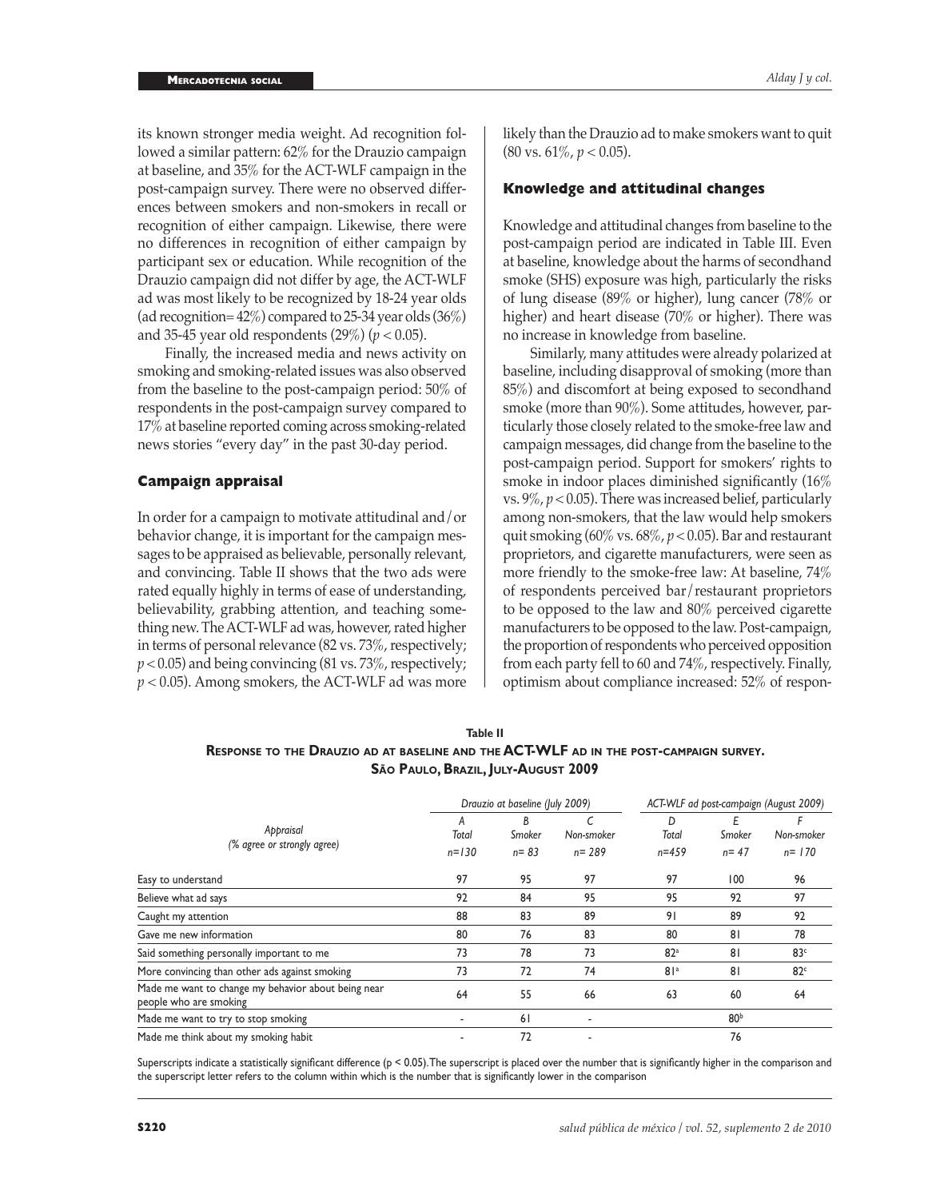its known stronger media weight. Ad recognition followed a similar pattern: 62% for the Drauzio campaign at baseline, and 35% for the ACT-WLF campaign in the post-campaign survey. There were no observed differences between smokers and non-smokers in recall or recognition of either campaign. Likewise, there were no differences in recognition of either campaign by participant sex or education. While recognition of the Drauzio campaign did not differ by age, the ACT-WLF ad was most likely to be recognized by 18-24 year olds (ad recognition= 42%) compared to 25-34 year olds (36%) and 35-45 year old respondents (29%) ($p < 0.05$).

Finally, the increased media and news activity on smoking and smoking-related issues was also observed from the baseline to the post-campaign period: 50% of respondents in the post-campaign survey compared to 17% at baseline reported coming across smoking-related news stories "every day" in the past 30-day period.

## Campaign appraisal

In order for a campaign to motivate attitudinal and/or behavior change, it is important for the campaign messages to be appraised as believable, personally relevant, and convincing. Table II shows that the two ads were rated equally highly in terms of ease of understanding, believability, grabbing attention, and teaching something new. The ACT-WLF ad was, however, rated higher in terms of personal relevance (82 vs. 73%, respectively; $p < 0.05$) and being convincing (81 vs. 73%, respectively; $p < 0.05$). Among smokers, the ACT-WLF ad was more likely than the Drauzio ad to make smokers want to quit (80 vs. 61%, $p < 0.05$).

## Knowledge and attitudinal changes

Knowledge and attitudinal changes from baseline to the post-campaign period are indicated in Table III. Even at baseline, knowledge about the harms of secondhand smoke (SHS) exposure was high, particularly the risks of lung disease (89% or higher), lung cancer (78% or higher) and heart disease (70% or higher). There was no increase in knowledge from baseline.

Similarly, many attitudes were already polarized at baseline, including disapproval of smoking (more than 85%) and discomfort at being exposed to secondhand smoke (more than 90%). Some attitudes, however, particularly those closely related to the smoke-free law and campaign messages, did change from the baseline to the post-campaign period. Support for smokers' rights to smoke in indoor places diminished significantly (16% vs. 9%, $p < 0.05$). There was increased belief, particularly among non-smokers, that the law would help smokers quit smoking (60% vs. 68%, $p < 0.05$). Bar and restaurant proprietors, and cigarette manufacturers, were seen as more friendly to the smoke-free law: At baseline, 74% of respondents perceived bar/restaurant proprietors to be opposed to the law and 80% perceived cigarette manufacturers to be opposed to the law. Post-campaign, the proportion of respondents who perceived opposition from each party fell to 60 and 74%, respectively. Finally, optimism about compliance increased: 52% of respon-

**Table II**

**Response to the Drauzio ad at baseline and the ACT-WLF ad in the post-campaign survey. São Paulo, Brazil, July-August 2009**

| Appraisal (% agree or strongly agree) | Drauzio at baseline (July 2009) | | | ACT-WLF ad post-campaign (August 2009) | | |
|---|---|---|---|---|---|---|
| | A Total n=130 | B Smoker n= 83 | C Non-smoker n= 289 | D Total n=459 | E Smoker n= 47 | F Non-smoker n= 170 |
| Easy to understand | 97 | 95 | 97 | 97 | 100 | 96 |
| Believe what ad says | 92 | 84 | 95 | 95 | 92 | 97 |
| Caught my attention | 88 | 83 | 89 | 91 | 89 | 92 |
| Gave me new information | 80 | 76 | 83 | 80 | 81 | 78 |
| Said something personally important to me | 73 | 78 | 73 | 82[a] | 81 | 83[c] |
| More convincing than other ads against smoking | 73 | 72 | 74 | 81[a] | 81 | 82[c] |
| Made me want to change my behavior about being near people who are smoking | 64 | 55 | 66 | 63 | 60 | 64 |
| Made me want to try to stop smoking | - | 61 | - | | 80[b] | |
| Made me think about my smoking habit | - | 72 | - | | 76 | |

Superscripts indicate a statistically significant difference (p < 0.05). The superscript is placed over the number that is significantly higher in the comparison and the superscript letter refers to the column within which is the number that is significantly lower in the comparison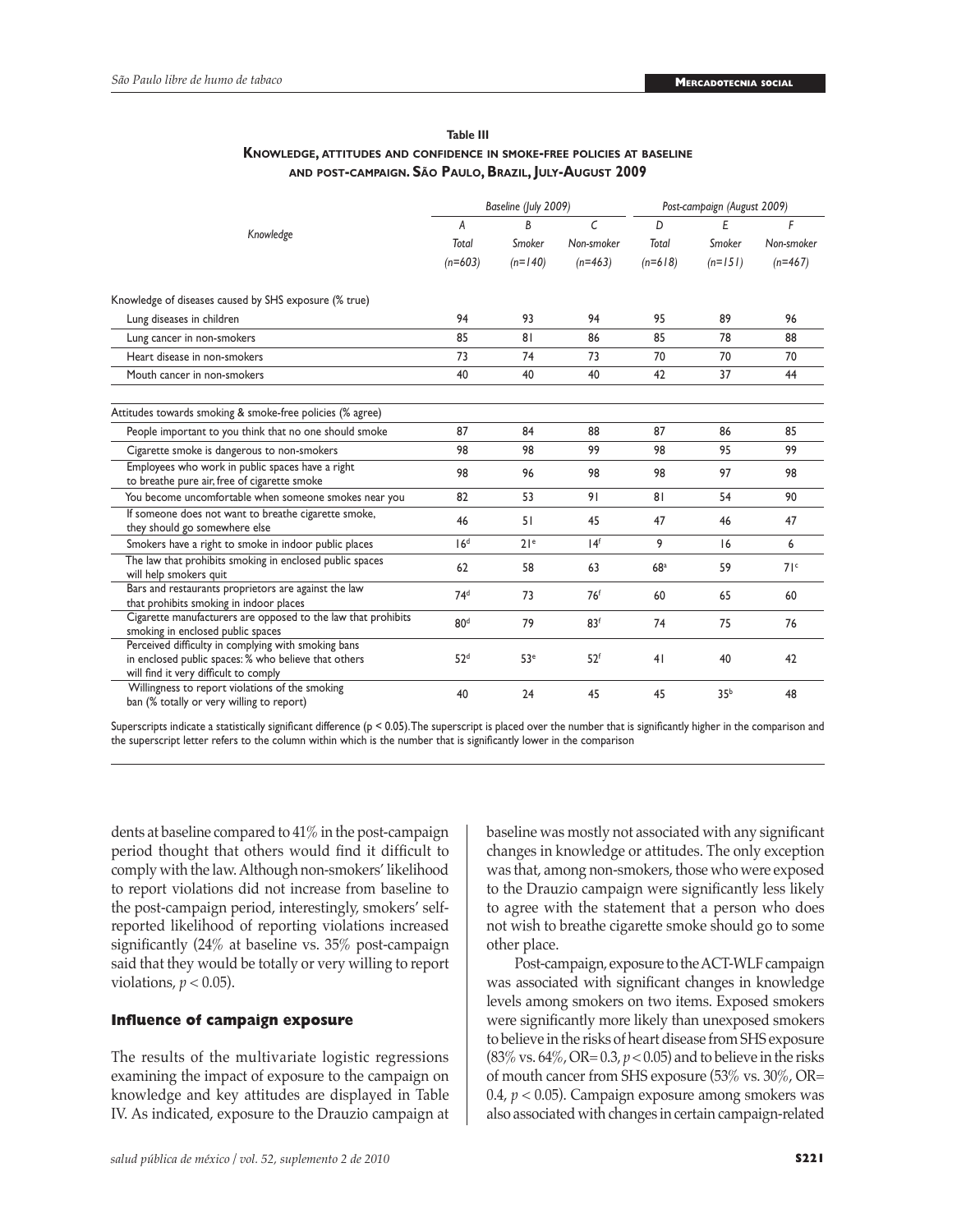**Table III**
**Knowledge, attitudes and confidence in smoke-free policies at baseline and post-campaign. São Paulo, Brazil, July-August 2009**

| Knowledge | Baseline (July 2009) | | | Post-campaign (August 2009) | | |
|---|---|---|---|---|---|---|
| | A | B | C | D | E | F |
| | Total (n=603) | Smoker (n=140) | Non-smoker (n=463) | Total (n=618) | Smoker (n=151) | Non-smoker (n=467) |
| Knowledge of diseases caused by SHS exposure (% true) | | | | | | |
| Lung diseases in children | 94 | 93 | 94 | 95 | 89 | 96 |
| Lung cancer in non-smokers | 85 | 81 | 86 | 85 | 78 | 88 |
| Heart disease in non-smokers | 73 | 74 | 73 | 70 | 70 | 70 |
| Mouth cancer in non-smokers | 40 | 40 | 40 | 42 | 37 | 44 |
| Attitudes towards smoking & smoke-free policies (% agree) | | | | | | |
| People important to you think that no one should smoke | 87 | 84 | 88 | 87 | 86 | 85 |
| Cigarette smoke is dangerous to non-smokers | 98 | 98 | 99 | 98 | 95 | 99 |
| Employees who work in public spaces have a right to breathe pure air, free of cigarette smoke | 98 | 96 | 98 | 98 | 97 | 98 |
| You become uncomfortable when someone smokes near you | 82 | 53 | 91 | 81 | 54 | 90 |
| If someone does not want to breathe cigarette smoke, they should go somewhere else | 46 | 51 | 45 | 47 | 46 | 47 |
| Smokers have a right to smoke in indoor public places | 16[d] | 21[e] | 14[f] | 9 | 16 | 6 |
| The law that prohibits smoking in enclosed public spaces will help smokers quit | 62 | 58 | 63 | 68[a] | 59 | 71[c] |
| Bars and restaurants proprietors are against the law that prohibits smoking in indoor places | 74[d] | 73 | 76[f] | 60 | 65 | 60 |
| Cigarette manufacturers are opposed to the law that prohibits smoking in enclosed public spaces | 80[d] | 79 | 83[f] | 74 | 75 | 76 |
| Perceived difficulty in complying with smoking bans in enclosed public spaces: % who believe that others will find it very difficult to comply | 52[d] | 53[e] | 52[f] | 41 | 40 | 42 |
| Willingness to report violations of the smoking ban (% totally or very willing to report) | 40 | 24 | 45 | 45 | 35[b] | 48 |

Superscripts indicate a statistically significant difference ($p < 0.05$). The superscript is placed over the number that is significantly higher in the comparison and the superscript letter refers to the column within which is the number that is significantly lower in the comparison

dents at baseline compared to 41% in the post-campaign period thought that others would find it difficult to comply with the law. Although non-smokers' likelihood to report violations did not increase from baseline to the post-campaign period, interestingly, smokers' self-reported likelihood of reporting violations increased significantly (24% at baseline vs. 35% post-campaign said that they would be totally or very willing to report violations, $p < 0.05$).

### Influence of campaign exposure

The results of the multivariate logistic regressions examining the impact of exposure to the campaign on knowledge and key attitudes are displayed in Table IV. As indicated, exposure to the Drauzio campaign at baseline was mostly not associated with any significant changes in knowledge or attitudes. The only exception was that, among non-smokers, those who were exposed to the Drauzio campaign were significantly less likely to agree with the statement that a person who does not wish to breathe cigarette smoke should go to some other place.

Post-campaign, exposure to the ACT-WLF campaign was associated with significant changes in knowledge levels among smokers on two items. Exposed smokers were significantly more likely than unexposed smokers to believe in the risks of heart disease from SHS exposure (83% vs. 64%, OR= 0.3, $p < 0.05$) and to believe in the risks of mouth cancer from SHS exposure (53% vs. 30%, OR= 0.4, $p < 0.05$). Campaign exposure among smokers was also associated with changes in certain campaign-related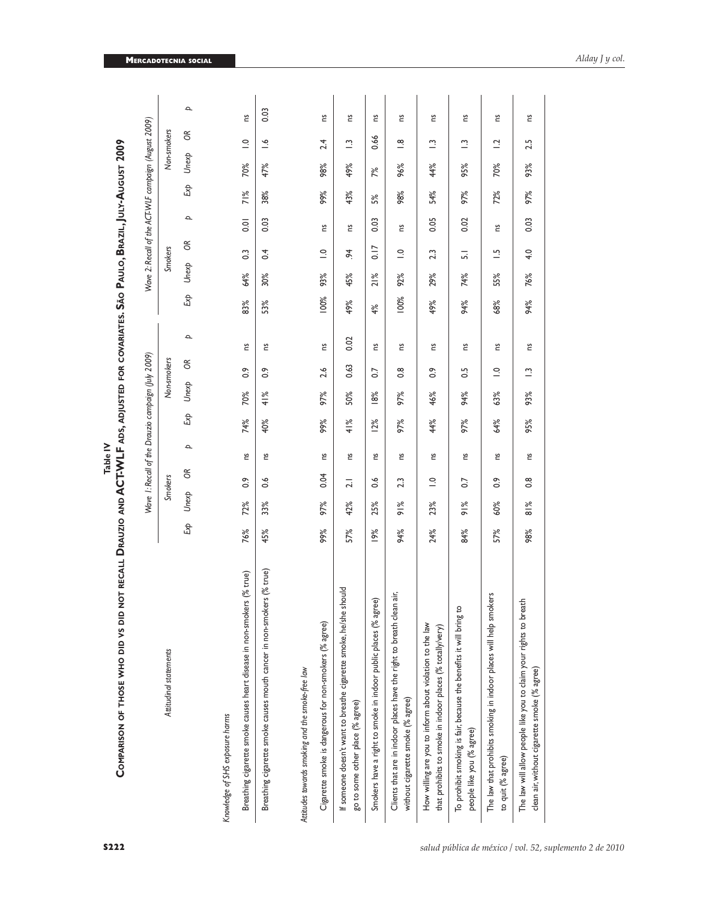## Table IV

**Comparison of those who did vs did not recall Drauzio and ACT-WLF ads, adjusted for covariates. São Paulo, Brazil, July-August 2009**

| Attitudinal statements | Wave 1: Recall of the Drauzio campaign (July 2009) | | | | | | | | Wave 2: Recall of the ACT-WLF campaign (August 2009) | | | | | | | |
|---|---|---|---|---|---|---|---|---|---|---|---|---|---|---|---|---|
| | Smokers | | | | Non-smokers | | | | Smokers | | | | Non-smokers | | | |
| | Exp | Unexp | OR | p | Exp | Unexp | OR | p | Exp | Unexp | OR | p | Exp | Unexp | OR | p |
| *Knowledge of SHS exposure harms* | | | | | | | | | | | | | | | | |
| Breathing cigarette smoke causes heart disease in non-smokers (% true) | 76% | 72% | 0.9 | ns | 74% | 70% | 0.9 | ns | 83% | 64% | 0.3 | 0.01 | 71% | 70% | 1.0 | ns |
| Breathing cigarette smoke causes mouth cancer in non-smokers (% true) | 45% | 33% | 0.6 | ns | 40% | 41% | 0.9 | ns | 53% | 30% | 0.4 | 0.03 | 38% | 47% | 1.6 | 0.03 |
| *Attitudes towards smoking and the smoke-free law* | | | | | | | | | | | | | | | | |
| Cigarette smoke is dangerous for non-smokers (% agree) | 99% | 97% | 0.04 | ns | 99% | 97% | 2.6 | ns | 100% | 93% | 1.0 | ns | 99% | 98% | 2.4 | ns |
| If someone doesn't want to breathe cigarette smoke, he/she should go to some other place (% agree) | 57% | 42% | 2.1 | ns | 41% | 50% | 0.63 | 0.02 | 49% | 45% | .94 | ns | 43% | 49% | 1.3 | ns |
| Smokers have a right to smoke in indoor public places (% agree) | 19% | 25% | 0.6 | ns | 12% | 18% | 0.7 | ns | 4% | 21% | 0.17 | 0.03 | 5% | 7% | 0.66 | ns |
| Clients that are in indoor places have the right to breath clean air, without cigarette smoke (% agree) | 94% | 91% | 2.3 | ns | 97% | 97% | 0.8 | ns | 100% | 92% | 1.0 | ns | 98% | 96% | 1.8 | ns |
| How willing are you to inform about violation to the law that prohibits to smoke in indoor places (% totally/very) | 24% | 23% | 1.0 | ns | 44% | 46% | 0.9 | ns | 49% | 29% | 2.3 | 0.05 | 54% | 44% | 1.3 | ns |
| To prohibit smoking is fair, because the benefits it will bring to people like you (% agree) | 84% | 91% | 0.7 | ns | 97% | 94% | 0.5 | ns | 94% | 74% | 5.1 | 0.02 | 97% | 95% | 1.3 | ns |
| The law that prohibits smoking in indoor places will help smokers to quit (% agree) | 57% | 60% | 0.9 | ns | 64% | 63% | 1.0 | ns | 68% | 55% | 1.5 | ns | 72% | 70% | 1.2 | ns |
| The law will allow people like you to claim your rights to breath clean air, without cigarette smoke (% agree) | 98% | 81% | 0.8 | ns | 95% | 93% | 1.3 | ns | 94% | 76% | 4.0 | 0.03 | 97% | 93% | 2.5 | ns |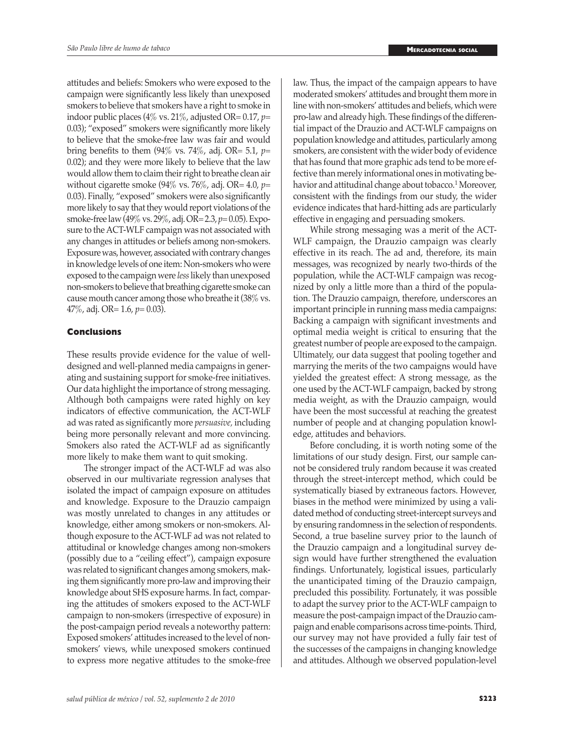attitudes and beliefs: Smokers who were exposed to the campaign were significantly less likely than unexposed smokers to believe that smokers have a right to smoke in indoor public places (4% vs. 21%, adjusted OR= 0.17, *p*= 0.03); "exposed" smokers were significantly more likely to believe that the smoke-free law was fair and would bring benefits to them (94% vs. 74%, adj. OR= 5.1, *p*= 0.02); and they were more likely to believe that the law would allow them to claim their right to breathe clean air without cigarette smoke (94% vs. 76%, adj. OR= 4.0, *p*= 0.03). Finally, "exposed" smokers were also significantly more likely to say that they would report violations of the smoke-free law (49% vs. 29%, adj. OR= 2.3, *p*= 0.05). Exposure to the ACT-WLF campaign was not associated with any changes in attitudes or beliefs among non-smokers. Exposure was, however, associated with contrary changes in knowledge levels of one item: Non-smokers who were exposed to the campaign were *less* likely than unexposed non-smokers to believe that breathing cigarette smoke can cause mouth cancer among those who breathe it (38% vs. 47%, adj. OR= 1.6, *p*= 0.03).

## Conclusions

These results provide evidence for the value of well-designed and well-planned media campaigns in generating and sustaining support for smoke-free initiatives. Our data highlight the importance of strong messaging. Although both campaigns were rated highly on key indicators of effective communication, the ACT-WLF ad was rated as significantly more *persuasive,* including being more personally relevant and more convincing. Smokers also rated the ACT-WLF ad as significantly more likely to make them want to quit smoking.

The stronger impact of the ACT-WLF ad was also observed in our multivariate regression analyses that isolated the impact of campaign exposure on attitudes and knowledge. Exposure to the Drauzio campaign was mostly unrelated to changes in any attitudes or knowledge, either among smokers or non-smokers. Although exposure to the ACT-WLF ad was not related to attitudinal or knowledge changes among non-smokers (possibly due to a "ceiling effect"), campaign exposure was related to significant changes among smokers, making them significantly more pro-law and improving their knowledge about SHS exposure harms. In fact, comparing the attitudes of smokers exposed to the ACT-WLF campaign to non-smokers (irrespective of exposure) in the post-campaign period reveals a noteworthy pattern: Exposed smokers' attitudes increased to the level of non-smokers' views, while unexposed smokers continued to express more negative attitudes to the smoke-free law. Thus, the impact of the campaign appears to have moderated smokers' attitudes and brought them more in line with non-smokers' attitudes and beliefs, which were pro-law and already high. These findings of the differential impact of the Drauzio and ACT-WLF campaigns on population knowledge and attitudes, particularly among smokers, are consistent with the wider body of evidence that has found that more graphic ads tend to be more effective than merely informational ones in motivating behavior and attitudinal change about tobacco.[1] Moreover, consistent with the findings from our study, the wider evidence indicates that hard-hitting ads are particularly effective in engaging and persuading smokers.

While strong messaging was a merit of the ACT-WLF campaign, the Drauzio campaign was clearly effective in its reach. The ad and, therefore, its main messages, was recognized by nearly two-thirds of the population, while the ACT-WLF campaign was recognized by only a little more than a third of the population. The Drauzio campaign, therefore, underscores an important principle in running mass media campaigns: Backing a campaign with significant investments and optimal media weight is critical to ensuring that the greatest number of people are exposed to the campaign. Ultimately, our data suggest that pooling together and marrying the merits of the two campaigns would have yielded the greatest effect: A strong message, as the one used by the ACT-WLF campaign, backed by strong media weight, as with the Drauzio campaign, would have been the most successful at reaching the greatest number of people and at changing population knowledge, attitudes and behaviors.

Before concluding, it is worth noting some of the limitations of our study design. First, our sample cannot be considered truly random because it was created through the street-intercept method, which could be systematically biased by extraneous factors. However, biases in the method were minimized by using a validated method of conducting street-intercept surveys and by ensuring randomness in the selection of respondents. Second, a true baseline survey prior to the launch of the Drauzio campaign and a longitudinal survey design would have further strengthened the evaluation findings. Unfortunately, logistical issues, particularly the unanticipated timing of the Drauzio campaign, precluded this possibility. Fortunately, it was possible to adapt the survey prior to the ACT-WLF campaign to measure the post-campaign impact of the Drauzio campaign and enable comparisons across time-points. Third, our survey may not have provided a fully fair test of the successes of the campaigns in changing knowledge and attitudes. Although we observed population-level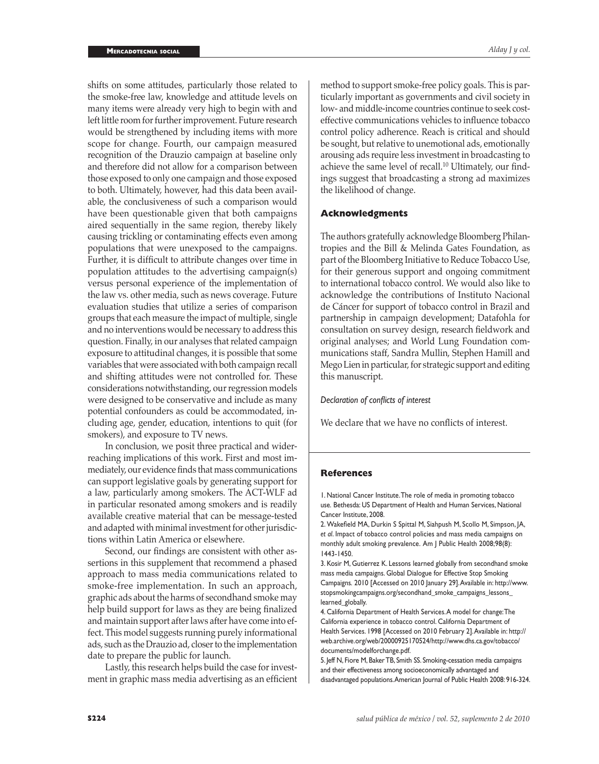shifts on some attitudes, particularly those related to the smoke-free law, knowledge and attitude levels on many items were already very high to begin with and left little room for further improvement. Future research would be strengthened by including items with more scope for change. Fourth, our campaign measured recognition of the Drauzio campaign at baseline only and therefore did not allow for a comparison between those exposed to only one campaign and those exposed to both. Ultimately, however, had this data been available, the conclusiveness of such a comparison would have been questionable given that both campaigns aired sequentially in the same region, thereby likely causing trickling or contaminating effects even among populations that were unexposed to the campaigns. Further, it is difficult to attribute changes over time in population attitudes to the advertising campaign(s) versus personal experience of the implementation of the law vs. other media, such as news coverage. Future evaluation studies that utilize a series of comparison groups that each measure the impact of multiple, single and no interventions would be necessary to address this question. Finally, in our analyses that related campaign exposure to attitudinal changes, it is possible that some variables that were associated with both campaign recall and shifting attitudes were not controlled for. These considerations notwithstanding, our regression models were designed to be conservative and include as many potential confounders as could be accommodated, including age, gender, education, intentions to quit (for smokers), and exposure to TV news.

In conclusion, we posit three practical and wider-reaching implications of this work. First and most immediately, our evidence finds that mass communications can support legislative goals by generating support for a law, particularly among smokers. The ACT-WLF ad in particular resonated among smokers and is readily available creative material that can be message-tested and adapted with minimal investment for other jurisdictions within Latin America or elsewhere.

Second, our findings are consistent with other assertions in this supplement that recommend a phased approach to mass media communications related to smoke-free implementation. In such an approach, graphic ads about the harms of secondhand smoke may help build support for laws as they are being finalized and maintain support after laws after have come into effect. This model suggests running purely informational ads, such as the Drauzio ad, closer to the implementation date to prepare the public for launch.

Lastly, this research helps build the case for investment in graphic mass media advertising as an efficient method to support smoke-free policy goals. This is particularly important as governments and civil society in low- and middle-income countries continue to seek cost-effective communications vehicles to influence tobacco control policy adherence. Reach is critical and should be sought, but relative to unemotional ads, emotionally arousing ads require less investment in broadcasting to achieve the same level of recall.[10] Ultimately, our findings suggest that broadcasting a strong ad maximizes the likelihood of change.

## Acknowledgments

The authors gratefully acknowledge Bloomberg Philantropies and the Bill & Melinda Gates Foundation, as part of the Bloomberg Initiative to Reduce Tobacco Use, for their generous support and ongoing commitment to international tobacco control. We would also like to acknowledge the contributions of Instituto Nacional de Cáncer for support of tobacco control in Brazil and partnership in campaign development; Datafohla for consultation on survey design, research fieldwork and original analyses; and World Lung Foundation communications staff, Sandra Mullin, Stephen Hamill and Mego Lien in particular, for strategic support and editing this manuscript.

*Declaration of conflicts of interest*

We declare that we have no conflicts of interest.

## References

1. National Cancer Institute. The role of media in promoting tobacco use. Bethesda: US Department of Health and Human Services, National Cancer Institute, 2008.
2. Wakefield MA, Durkin S Spittal M, Siahpush M, Scollo M, Simpson, JA, *et al*. Impact of tobacco control policies and mass media campaigns on monthly adult smoking prevalence. Am J Public Health 2008;98(8): 1443-1450.
3. Kosir M, Gutierrez K. Lessons learned globally from secondhand smoke mass media campaigns. Global Dialogue for Effective Stop Smoking Campaigns. 2010 [Accessed on 2010 January 29]. Available in: http://www.stopsmokingcampaigns.org/secondhand_smoke_campaigns_lessons_learned_globally.
4. California Department of Health Services. A model for change: The California experience in tobacco control. California Department of Health Services. 1998 [Accessed on 2010 February 2]. Available in: http://web.archive.org/web/20000925170524/http://www.dhs.ca.gov/tobacco/documents/modelforchange.pdf.
5. Jeff N, Fiore M, Baker TB, Smith SS. Smoking-cessation media campaigns and their effectiveness among socioeconomically advantaged and disadvantaged populations. American Journal of Public Health 2008: 916-324.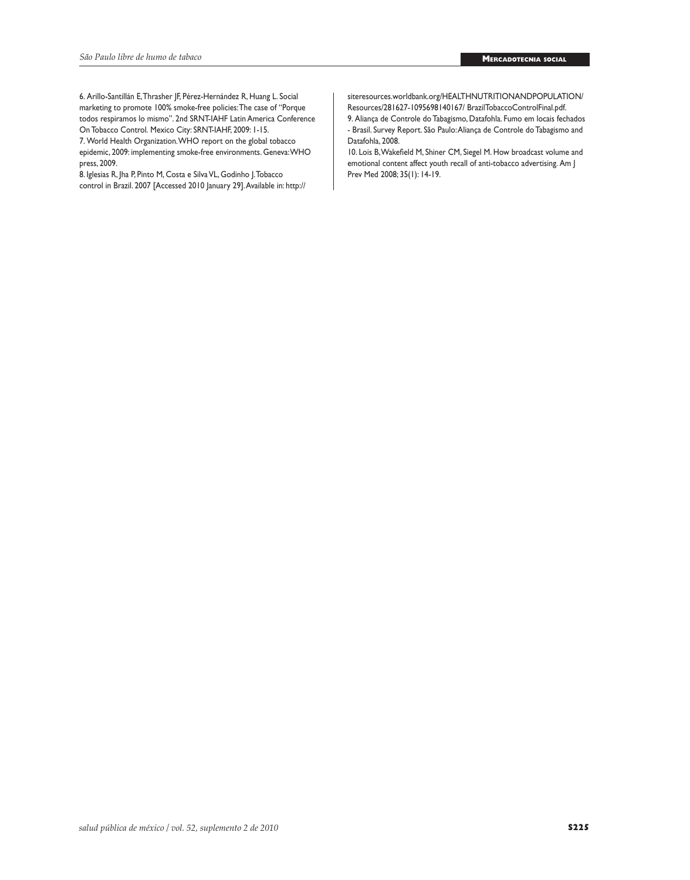6. Arillo-Santillán E, Thrasher JF, Pérez-Hernández R, Huang L. Social marketing to promote 100% smoke-free policies: The case of "Porque todos respiramos lo mismo". 2nd SRNT-IAHF Latin America Conference On Tobacco Control. Mexico City: SRNT-IAHF, 2009: 1-15.

7. World Health Organization. WHO report on the global tobacco epidemic, 2009: implementing smoke-free environments. Geneva: WHO press, 2009.

8. Iglesias R, Jha P, Pinto M, Costa e Silva VL, Godinho J. Tobacco control in Brazil. 2007 [Accessed 2010 January 29]. Available in: http://siteresources.worldbank.org/HEALTHNUTRITIONANDPOPULATION/Resources/281627-1095698140167/ BrazilTobaccoControlFinal.pdf.

9. Aliança de Controle do Tabagismo, Datafohla. Fumo em locais fechados - Brasil. Survey Report. São Paulo: Aliança de Controle do Tabagismo and Datafohla, 2008.

10. Lois B, Wakefield M, Shiner CM, Siegel M. How broadcast volume and emotional content affect youth recall of anti-tobacco advertising. Am J Prev Med 2008; 35(1): 14-19.